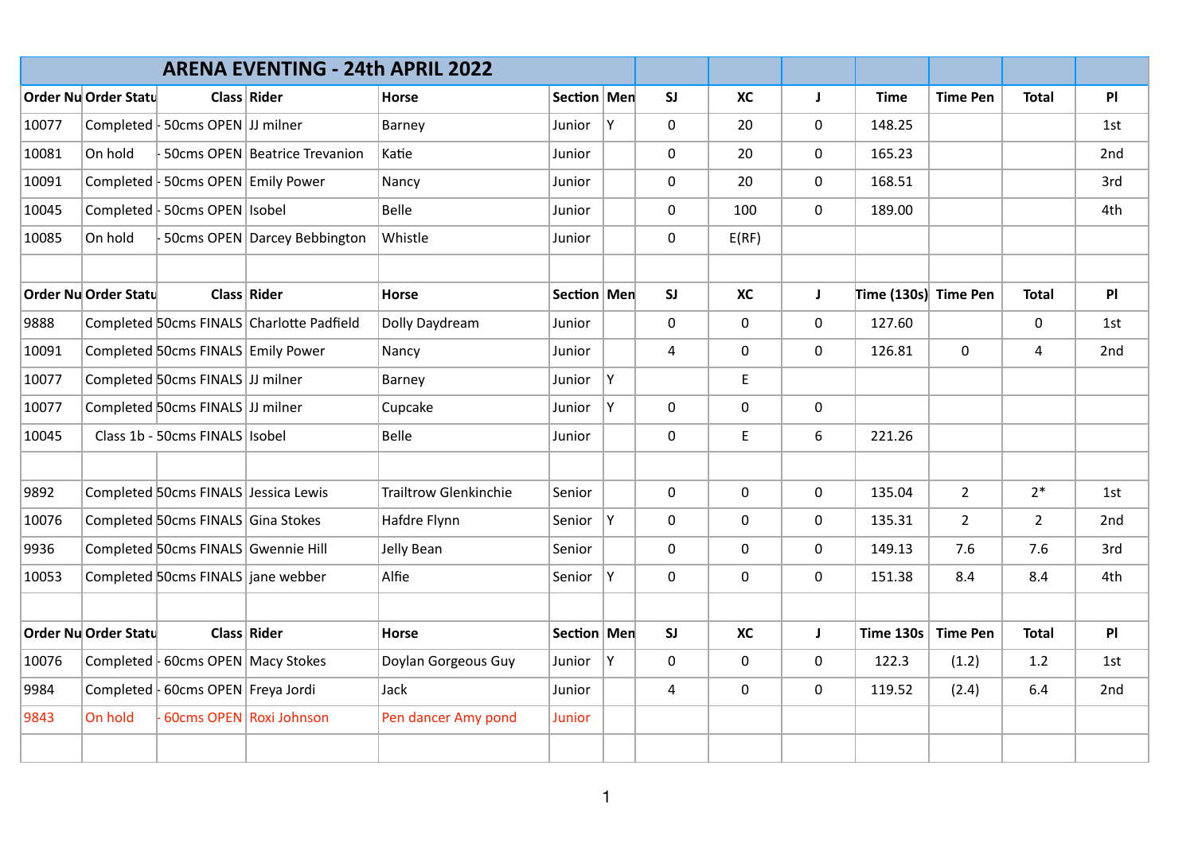# ARENA EVENTING - 24th APRIL 2022

| Order Nu | Order Statu | Class | Rider | Horse | Section | Men | SJ | XC | J | Time | Time Pen | Total | Pl |
|---|---|---|---|---|---|---|---|---|---|---|---|---|---|
| 10077 | Completed | - 50cms OPEN | JJ milner | Barney | Junior | Y | 0 | 20 | 0 | 148.25 | | | 1st |
| 10081 | On hold | - 50cms OPEN | Beatrice Trevanion | Katie | Junior | | 0 | 20 | 0 | 165.23 | | | 2nd |
| 10091 | Completed | - 50cms OPEN | Emily Power | Nancy | Junior | | 0 | 20 | 0 | 168.51 | | | 3rd |
| 10045 | Completed | - 50cms OPEN | Isobel | Belle | Junior | | 0 | 100 | 0 | 189.00 | | | 4th |
| 10085 | On hold | - 50cms OPEN | Darcey Bebbington | Whistle | Junior | | 0 | E(RF) | | | | | |
| | | | | | | | | | | | | | |
| **Order Nu** | **Order Statu** | **Class** | **Rider** | **Horse** | **Section** | **Men** | **SJ** | **XC** | **J** | **Time (130s)** | **Time Pen** | **Total** | **Pl** |
| 9888 | Completed | 50cms FINALS | Charlotte Padfield | Dolly Daydream | Junior | | 0 | 0 | 0 | 127.60 | | 0 | 1st |
| 10091 | Completed | 50cms FINALS | Emily Power | Nancy | Junior | | 4 | 0 | 0 | 126.81 | 0 | 4 | 2nd |
| 10077 | Completed | 50cms FINALS | JJ milner | Barney | Junior | Y | | E | | | | | |
| 10077 | Completed | 50cms FINALS | JJ milner | Cupcake | Junior | Y | 0 | 0 | 0 | | | | |
| 10045 | Class 1b - | 50cms FINALS | Isobel | Belle | Junior | | 0 | E | 6 | 221.26 | | | |
| | | | | | | | | | | | | | |
| 9892 | Completed | 50cms FINALS | Jessica Lewis | Trailtrow Glenkinchie | Senior | | 0 | 0 | 0 | 135.04 | 2 | 2* | 1st |
| 10076 | Completed | 50cms FINALS | Gina Stokes | Hafdre Flynn | Senior | Y | 0 | 0 | 0 | 135.31 | 2 | 2 | 2nd |
| 9936 | Completed | 50cms FINALS | Gwennie Hill | Jelly Bean | Senior | | 0 | 0 | 0 | 149.13 | 7.6 | 7.6 | 3rd |
| 10053 | Completed | 50cms FINALS | jane webber | Alfie | Senior | Y | 0 | 0 | 0 | 151.38 | 8.4 | 8.4 | 4th |
| | | | | | | | | | | | | | |
| **Order Nu** | **Order Statu** | **Class** | **Rider** | **Horse** | **Section** | **Men** | **SJ** | **XC** | **J** | **Time 130s** | **Time Pen** | **Total** | **Pl** |
| 10076 | Completed | - 60cms OPEN | Macy Stokes | Doylan Gorgeous Guy | Junior | Y | 0 | 0 | 0 | 122.3 | (1.2) | 1.2 | 1st |
| 9984 | Completed | - 60cms OPEN | Freya Jordi | Jack | Junior | | 4 | 0 | 0 | 119.52 | (2.4) | 6.4 | 2nd |
| 9843 | On hold | - 60cms OPEN | Roxi Johnson | Pen dancer Amy pond | Junior | | | | | | | | |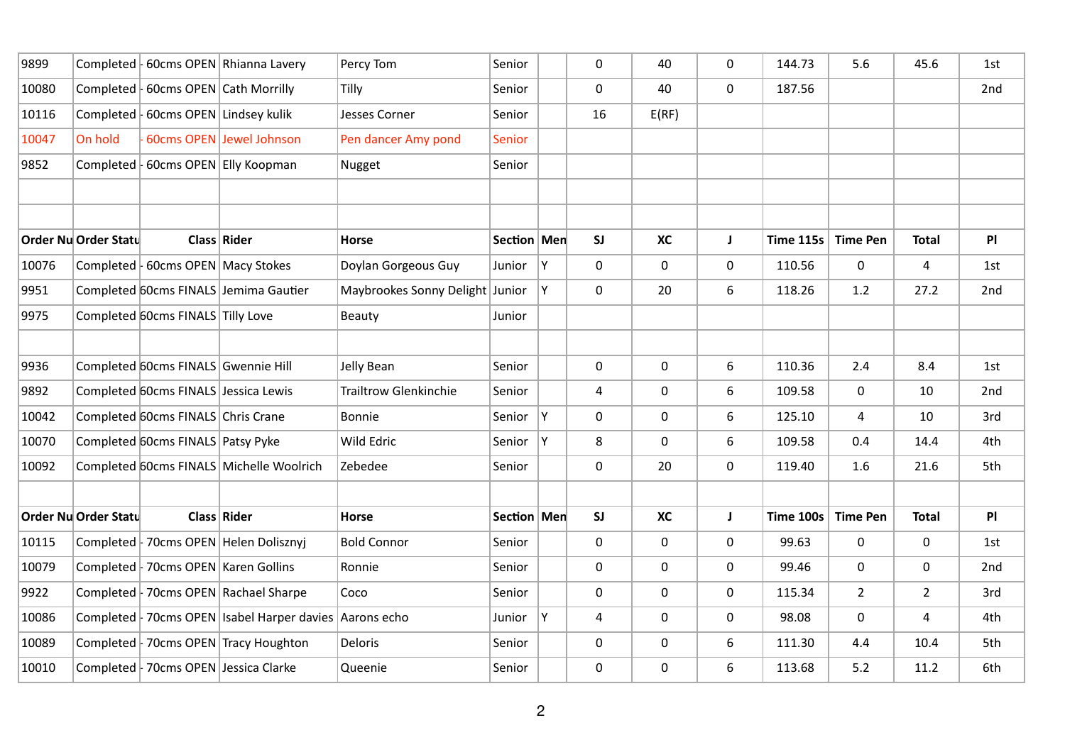| | | | | | | | | | | | | | |
|---|---|---|---|---|---|---|---|---|---|---|---|---|---|
| 9899 | Completed | - 60cms OPEN | Rhianna Lavery | Percy Tom | Senior | | 0 | 40 | 0 | 144.73 | 5.6 | 45.6 | 1st |
| 10080 | Completed | - 60cms OPEN | Cath Morrilly | Tilly | Senior | | 0 | 40 | 0 | 187.56 | | | 2nd |
| 10116 | Completed | - 60cms OPEN | Lindsey kulik | Jesses Corner | Senior | | 16 | E(RF) | | | | | |
| 10047 | On hold | - 60cms OPEN | Jewel Johnson | Pen dancer Amy pond | Senior | | | | | | | | |
| 9852 | Completed | - 60cms OPEN | Elly Koopman | Nugget | Senior | | | | | | | | |

| Order Nu | Order Statu | Class | Rider | Horse | Section | Men | SJ | XC | J | Time 115s | Time Pen | Total | Pl |
|---|---|---|---|---|---|---|---|---|---|---|---|---|---|
| 10076 | Completed | - 60cms OPEN | Macy Stokes | Doylan Gorgeous Guy | Junior | Y | 0 | 0 | 0 | 110.56 | 0 | 4 | 1st |
| 9951 | Completed | 60cms FINALS | Jemima Gautier | Maybrookes Sonny Delight | Junior | Y | 0 | 20 | 6 | 118.26 | 1.2 | 27.2 | 2nd |
| 9975 | Completed | 60cms FINALS | Tilly Love | Beauty | Junior | | | | | | | | |
| | | | | | | | | | | | | | |
| 9936 | Completed | 60cms FINALS | Gwennie Hill | Jelly Bean | Senior | | 0 | 0 | 6 | 110.36 | 2.4 | 8.4 | 1st |
| 9892 | Completed | 60cms FINALS | Jessica Lewis | Trailtrow Glenkinchie | Senior | | 4 | 0 | 6 | 109.58 | 0 | 10 | 2nd |
| 10042 | Completed | 60cms FINALS | Chris Crane | Bonnie | Senior | Y | 0 | 0 | 6 | 125.10 | 4 | 10 | 3rd |
| 10070 | Completed | 60cms FINALS | Patsy Pyke | Wild Edric | Senior | Y | 8 | 0 | 6 | 109.58 | 0.4 | 14.4 | 4th |
| 10092 | Completed | 60cms FINALS | Michelle Woolrich | Zebedee | Senior | | 0 | 20 | 0 | 119.40 | 1.6 | 21.6 | 5th |

| Order Nu | Order Statu | Class | Rider | Horse | Section | Men | SJ | XC | J | Time 100s | Time Pen | Total | Pl |
|---|---|---|---|---|---|---|---|---|---|---|---|---|---|
| 10115 | Completed | - 70cms OPEN | Helen Dolisznyj | Bold Connor | Senior | | 0 | 0 | 0 | 99.63 | 0 | 0 | 1st |
| 10079 | Completed | - 70cms OPEN | Karen Gollins | Ronnie | Senior | | 0 | 0 | 0 | 99.46 | 0 | 0 | 2nd |
| 9922 | Completed | - 70cms OPEN | Rachael Sharpe | Coco | Senior | | 0 | 0 | 0 | 115.34 | 2 | 2 | 3rd |
| 10086 | Completed | - 70cms OPEN | Isabel Harper davies | Aarons echo | Junior | Y | 4 | 0 | 0 | 98.08 | 0 | 4 | 4th |
| 10089 | Completed | - 70cms OPEN | Tracy Houghton | Deloris | Senior | | 0 | 0 | 6 | 111.30 | 4.4 | 10.4 | 5th |
| 10010 | Completed | - 70cms OPEN | Jessica Clarke | Queenie | Senior | | 0 | 0 | 6 | 113.68 | 5.2 | 11.2 | 6th |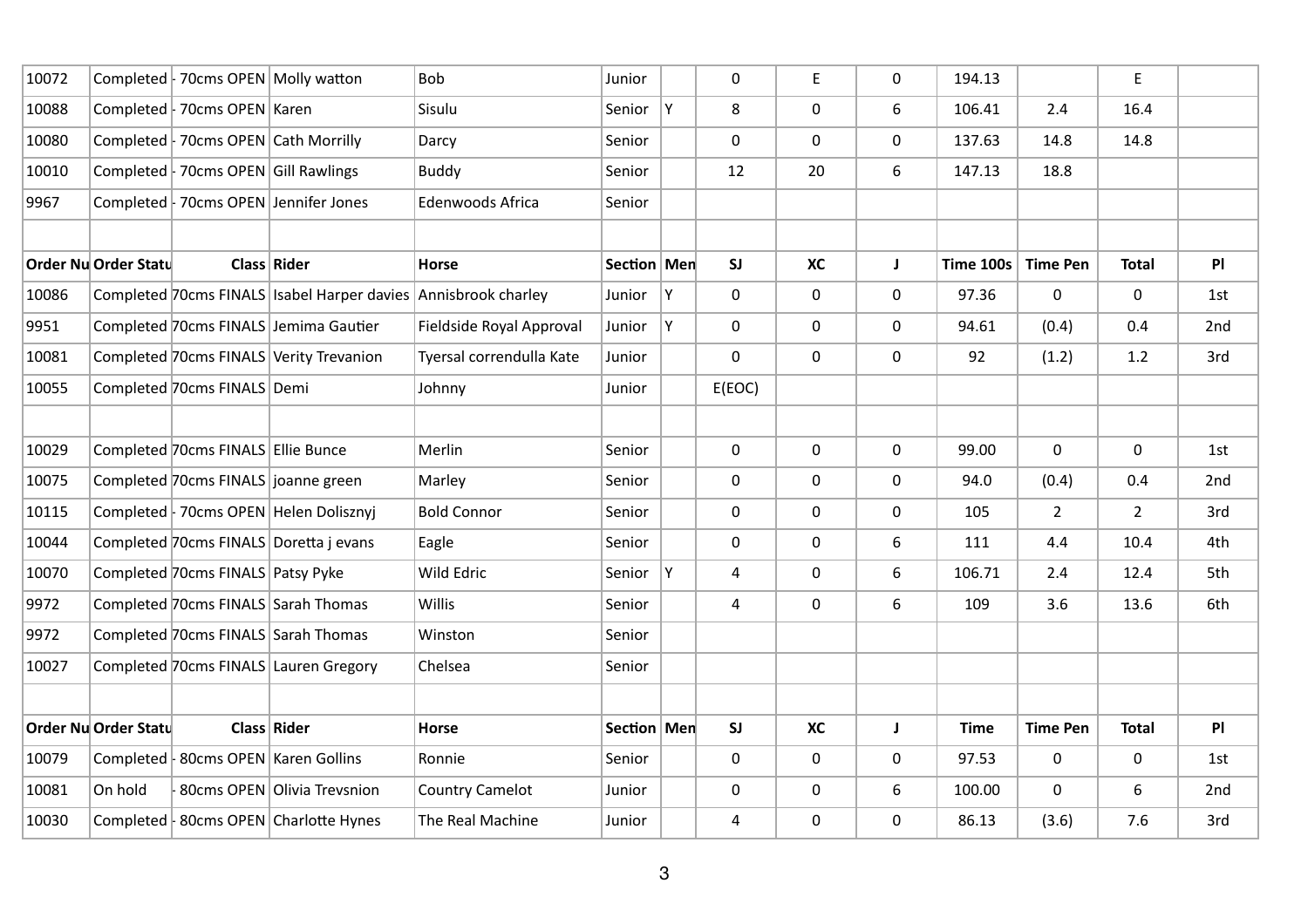| | | | | | | | | | | | | | |
|---|---|---|---|---|---|---|---|---|---|---|---|---|---|
| 10072 | Completed | - 70cms OPEN | Molly watton | Bob | Junior | | 0 | E | 0 | 194.13 | | E | |
| 10088 | Completed | - 70cms OPEN | Karen | Sisulu | Senior | Y | 8 | 0 | 6 | 106.41 | 2.4 | 16.4 | |
| 10080 | Completed | - 70cms OPEN | Cath Morrilly | Darcy | Senior | | 0 | 0 | 0 | 137.63 | 14.8 | 14.8 | |
| 10010 | Completed | - 70cms OPEN | Gill Rawlings | Buddy | Senior | | 12 | 20 | 6 | 147.13 | 18.8 | | |
| 9967 | Completed | - 70cms OPEN | Jennifer Jones | Edenwoods Africa | Senior | | | | | | | | |

| Order Nu | Order Statu | Class | Rider | Horse | Section | Men | SJ | XC | J | Time 100s | Time Pen | Total | Pl |
|---|---|---|---|---|---|---|---|---|---|---|---|---|---|
| 10086 | Completed | 70cms FINALS | Isabel Harper davies | Annisbrook charley | Junior | Y | 0 | 0 | 0 | 97.36 | 0 | 0 | 1st |
| 9951 | Completed | 70cms FINALS | Jemima Gautier | Fieldside Royal Approval | Junior | Y | 0 | 0 | 0 | 94.61 | (0.4) | 0.4 | 2nd |
| 10081 | Completed | 70cms FINALS | Verity Trevanion | Tyersal correndulla Kate | Junior | | 0 | 0 | 0 | 92 | (1.2) | 1.2 | 3rd |
| 10055 | Completed | 70cms FINALS | Demi | Johnny | Junior | | E(EOC) | | | | | | |
| | | | | | | | | | | | | | |
| 10029 | Completed | 70cms FINALS | Ellie Bunce | Merlin | Senior | | 0 | 0 | 0 | 99.00 | 0 | 0 | 1st |
| 10075 | Completed | 70cms FINALS | joanne green | Marley | Senior | | 0 | 0 | 0 | 94.0 | (0.4) | 0.4 | 2nd |
| 10115 | Completed | - 70cms OPEN | Helen Dolisznyj | Bold Connor | Senior | | 0 | 0 | 0 | 105 | 2 | 2 | 3rd |
| 10044 | Completed | 70cms FINALS | Doretta j evans | Eagle | Senior | | 0 | 0 | 6 | 111 | 4.4 | 10.4 | 4th |
| 10070 | Completed | 70cms FINALS | Patsy Pyke | Wild Edric | Senior | Y | 4 | 0 | 6 | 106.71 | 2.4 | 12.4 | 5th |
| 9972 | Completed | 70cms FINALS | Sarah Thomas | Willis | Senior | | 4 | 0 | 6 | 109 | 3.6 | 13.6 | 6th |
| 9972 | Completed | 70cms FINALS | Sarah Thomas | Winston | Senior | | | | | | | | |
| 10027 | Completed | 70cms FINALS | Lauren Gregory | Chelsea | Senior | | | | | | | | |

| Order Nu | Order Statu | Class | Rider | Horse | Section | Men | SJ | XC | J | Time | Time Pen | Total | Pl |
|---|---|---|---|---|---|---|---|---|---|---|---|---|---|
| 10079 | Completed | - 80cms OPEN | Karen Gollins | Ronnie | Senior | | 0 | 0 | 0 | 97.53 | 0 | 0 | 1st |
| 10081 | On hold | - 80cms OPEN | Olivia Trevsnion | Country Camelot | Junior | | 0 | 0 | 6 | 100.00 | 0 | 6 | 2nd |
| 10030 | Completed | - 80cms OPEN | Charlotte Hynes | The Real Machine | Junior | | 4 | 0 | 0 | 86.13 | (3.6) | 7.6 | 3rd |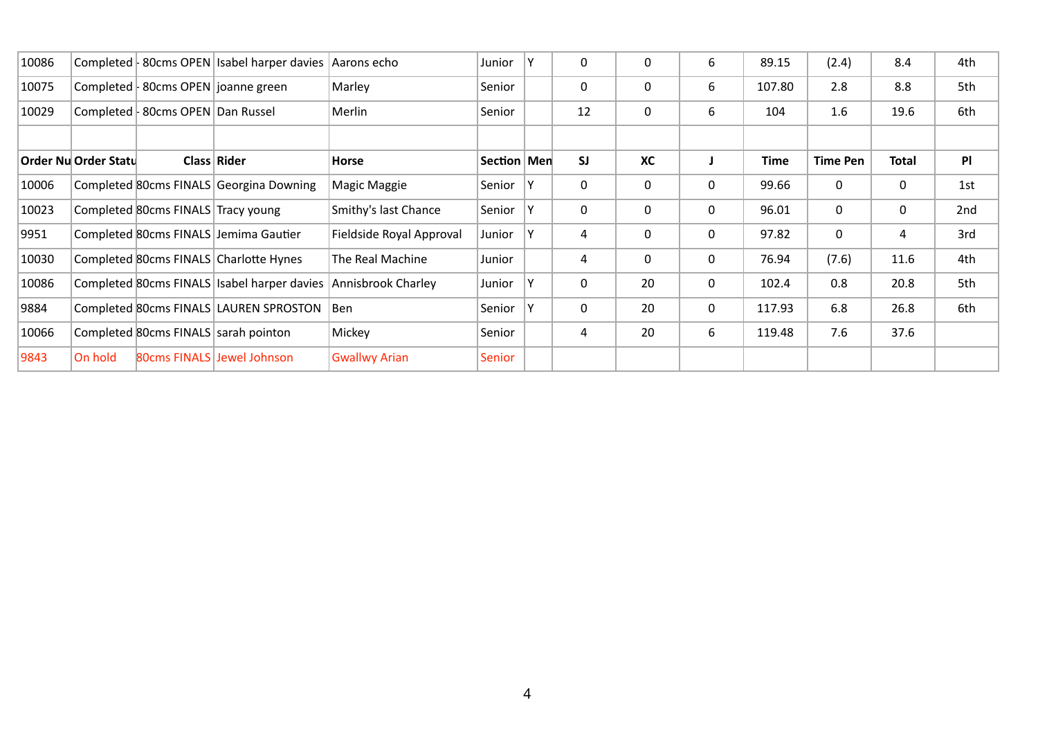| | | | | | | | | | | | | | |
|---|---|---|---|---|---|---|---|---|---|---|---|---|---|
| 10086 | Completed | - 80cms OPEN | Isabel harper davies | Aarons echo | Junior | Y | 0 | 0 | 6 | 89.15 | (2.4) | 8.4 | 4th |
| 10075 | Completed | - 80cms OPEN | joanne green | Marley | Senior | | 0 | 0 | 6 | 107.80 | 2.8 | 8.8 | 5th |
| 10029 | Completed | - 80cms OPEN | Dan Russel | Merlin | Senior | | 12 | 0 | 6 | 104 | 1.6 | 19.6 | 6th |
| | | | | | | | | | | | | | |
| **Order Nu** | **Order Statu** | **Class** | **Rider** | **Horse** | **Section** | **Men** | **SJ** | **XC** | **J** | **Time** | **Time Pen** | **Total** | **Pl** |
| 10006 | Completed | 80cms FINALS | Georgina Downing | Magic Maggie | Senior | Y | 0 | 0 | 0 | 99.66 | 0 | 0 | 1st |
| 10023 | Completed | 80cms FINALS | Tracy young | Smithy's last Chance | Senior | Y | 0 | 0 | 0 | 96.01 | 0 | 0 | 2nd |
| 9951 | Completed | 80cms FINALS | Jemima Gautier | Fieldside Royal Approval | Junior | Y | 4 | 0 | 0 | 97.82 | 0 | 4 | 3rd |
| 10030 | Completed | 80cms FINALS | Charlotte Hynes | The Real Machine | Junior | | 4 | 0 | 0 | 76.94 | (7.6) | 11.6 | 4th |
| 10086 | Completed | 80cms FINALS | Isabel harper davies | Annisbrook Charley | Junior | Y | 0 | 20 | 0 | 102.4 | 0.8 | 20.8 | 5th |
| 9884 | Completed | 80cms FINALS | LAUREN SPROSTON | Ben | Senior | Y | 0 | 20 | 0 | 117.93 | 6.8 | 26.8 | 6th |
| 10066 | Completed | 80cms FINALS | sarah pointon | Mickey | Senior | | 4 | 20 | 6 | 119.48 | 7.6 | 37.6 | |
| 9843 | On hold | 80cms FINALS | Jewel Johnson | Gwallwy Arian | Senior | | | | | | | | |